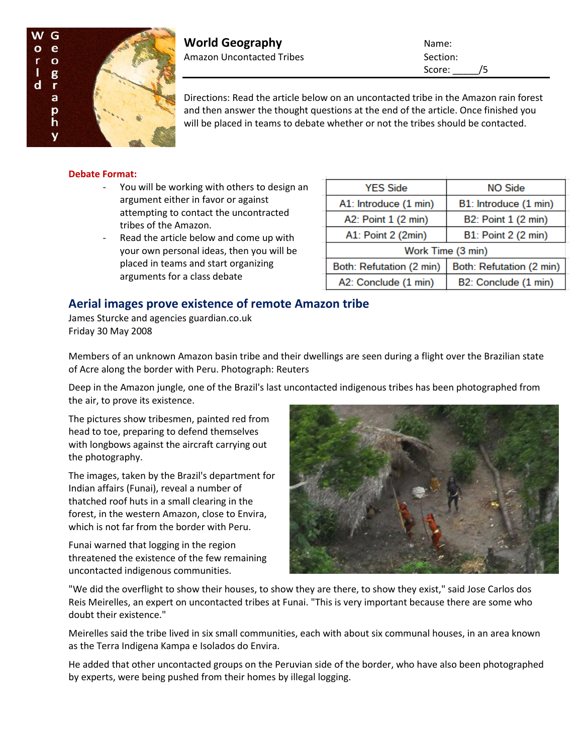# World Geography

Amazon Uncontacted Tribes

Name:
Section:
Score: _____/5

Directions: Read the article below on an uncontacted tribe in the Amazon rain forest and then answer the thought questions at the end of the article. Once finished you will be placed in teams to debate whether or not the tribes should be contacted.

**Debate Format:**

- You will be working with others to design an argument either in favor or against attempting to contact the uncontracted tribes of the Amazon.
- Read the article below and come up with your own personal ideas, then you will be placed in teams and start organizing arguments for a class debate

| YES Side | NO Side |
|---|---|
| A1: Introduce (1 min) | B1: Introduce (1 min) |
| A2: Point 1 (2 min) | B2: Point 1 (2 min) |
| A1: Point 2 (2min) | B1: Point 2 (2 min) |
| Work Time (3 min) | |
| Both: Refutation (2 min) | Both: Refutation (2 min) |
| A2: Conclude (1 min) | B2: Conclude (1 min) |

## Aerial images prove existence of remote Amazon tribe

James Sturcke and agencies guardian.co.uk
Friday 30 May 2008

Members of an unknown Amazon basin tribe and their dwellings are seen during a flight over the Brazilian state of Acre along the border with Peru. Photograph: Reuters

Deep in the Amazon jungle, one of the Brazil's last uncontacted indigenous tribes has been photographed from the air, to prove its existence.

The pictures show tribesmen, painted red from head to toe, preparing to defend themselves with longbows against the aircraft carrying out the photography.

The images, taken by the Brazil's department for Indian affairs (Funai), reveal a number of thatched roof huts in a small clearing in the forest, in the western Amazon, close to Envira, which is not far from the border with Peru.

Funai warned that logging in the region threatened the existence of the few remaining uncontacted indigenous communities.

"We did the overflight to show their houses, to show they are there, to show they exist," said Jose Carlos dos Reis Meirelles, an expert on uncontacted tribes at Funai. "This is very important because there are some who doubt their existence."

Meirelles said the tribe lived in six small communities, each with about six communal houses, in an area known as the Terra Indigena Kampa e Isolados do Envira.

He added that other uncontacted groups on the Peruvian side of the border, who have also been photographed by experts, were being pushed from their homes by illegal logging.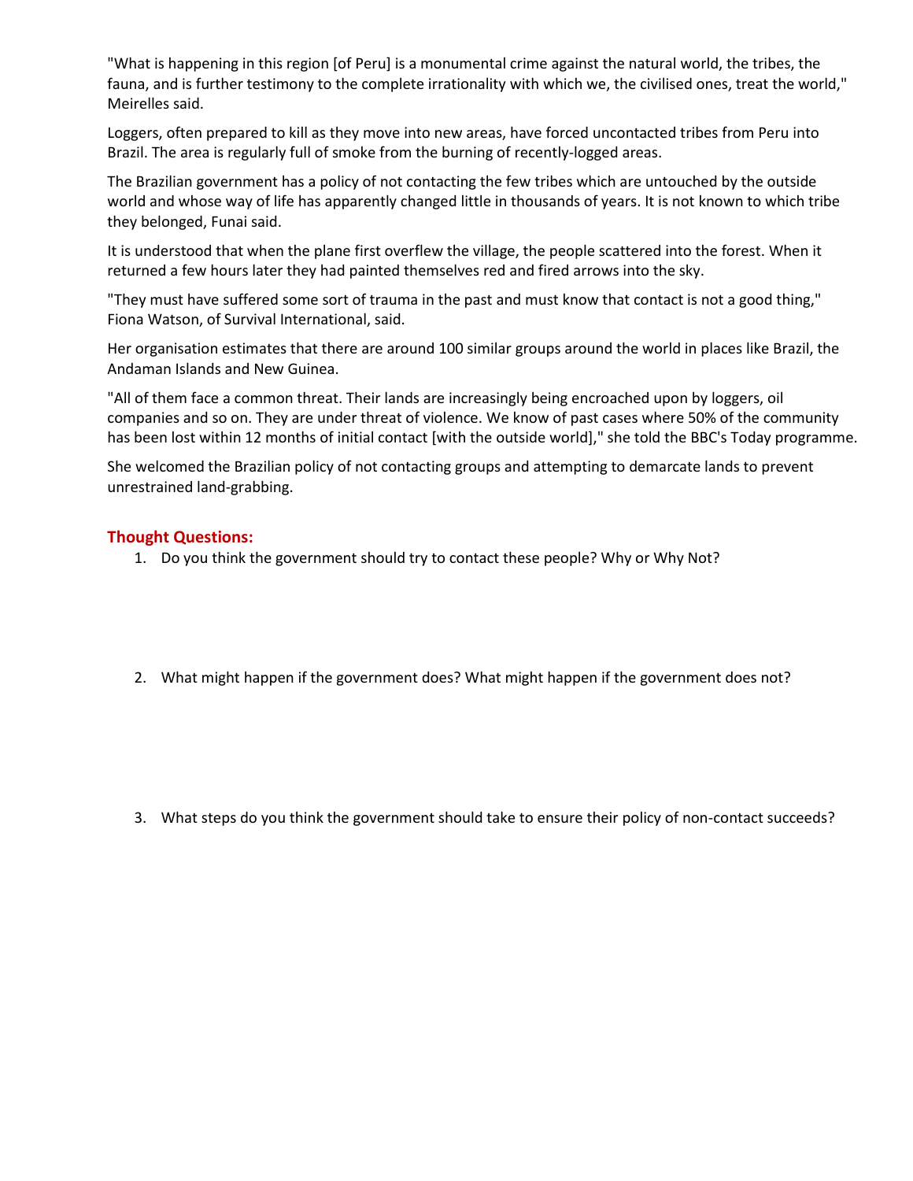"What is happening in this region [of Peru] is a monumental crime against the natural world, the tribes, the fauna, and is further testimony to the complete irrationality with which we, the civilised ones, treat the world," Meirelles said.

Loggers, often prepared to kill as they move into new areas, have forced uncontacted tribes from Peru into Brazil. The area is regularly full of smoke from the burning of recently-logged areas.

The Brazilian government has a policy of not contacting the few tribes which are untouched by the outside world and whose way of life has apparently changed little in thousands of years. It is not known to which tribe they belonged, Funai said.

It is understood that when the plane first overflew the village, the people scattered into the forest. When it returned a few hours later they had painted themselves red and fired arrows into the sky.

"They must have suffered some sort of trauma in the past and must know that contact is not a good thing," Fiona Watson, of Survival International, said.

Her organisation estimates that there are around 100 similar groups around the world in places like Brazil, the Andaman Islands and New Guinea.

"All of them face a common threat. Their lands are increasingly being encroached upon by loggers, oil companies and so on. They are under threat of violence. We know of past cases where 50% of the community has been lost within 12 months of initial contact [with the outside world]," she told the BBC's Today programme.

She welcomed the Brazilian policy of not contacting groups and attempting to demarcate lands to prevent unrestrained land-grabbing.

## Thought Questions:

1. Do you think the government should try to contact these people? Why or Why Not?

2. What might happen if the government does? What might happen if the government does not?

3. What steps do you think the government should take to ensure their policy of non-contact succeeds?